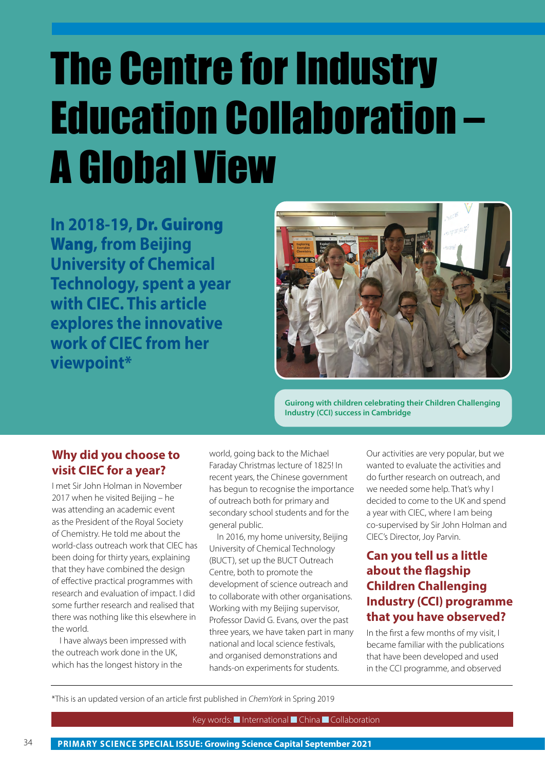# The Centre for Industry Education Collaboration – A Global View

**In 2018-19, Dr. Guirong Wang, from Beijing University of Chemical Technology, spent a year with CIEC. This article explores the innovative work of CIEC from her viewpoint***

Guirong with children celebrating their Children Challenging Industry (CCI) success in Cambridge

## Why did you choose to visit CIEC for a year?

I met Sir John Holman in November 2017 when he visited Beijing – he was attending an academic event as the President of the Royal Society of Chemistry. He told me about the world-class outreach work that CIEC has been doing for thirty years, explaining that they have combined the design of effective practical programmes with research and evaluation of impact. I did some further research and realised that there was nothing like this elsewhere in the world.

I have always been impressed with the outreach work done in the UK, which has the longest history in the world, going back to the Michael Faraday Christmas lecture of 1825! In recent years, the Chinese government has begun to recognise the importance of outreach both for primary and secondary school students and for the general public.

In 2016, my home university, Beijing University of Chemical Technology (BUCT), set up the BUCT Outreach Centre, both to promote the development of science outreach and to collaborate with other organisations. Working with my Beijing supervisor, Professor David G. Evans, over the past three years, we have taken part in many national and local science festivals, and organised demonstrations and hands-on experiments for students.

Our activities are very popular, but we wanted to evaluate the activities and do further research on outreach, and we needed some help. That's why I decided to come to the UK and spend a year with CIEC, where I am being co-supervised by Sir John Holman and CIEC's Director, Joy Parvin.

## Can you tell us a little about the flagship Children Challenging Industry (CCI) programme that you have observed?

In the first a few months of my visit, I became familiar with the publications that have been developed and used in the CCI programme, and observed

*This is an updated version of an article first published in *ChemYork* in Spring 2019

Key words: International ■ China ■ Collaboration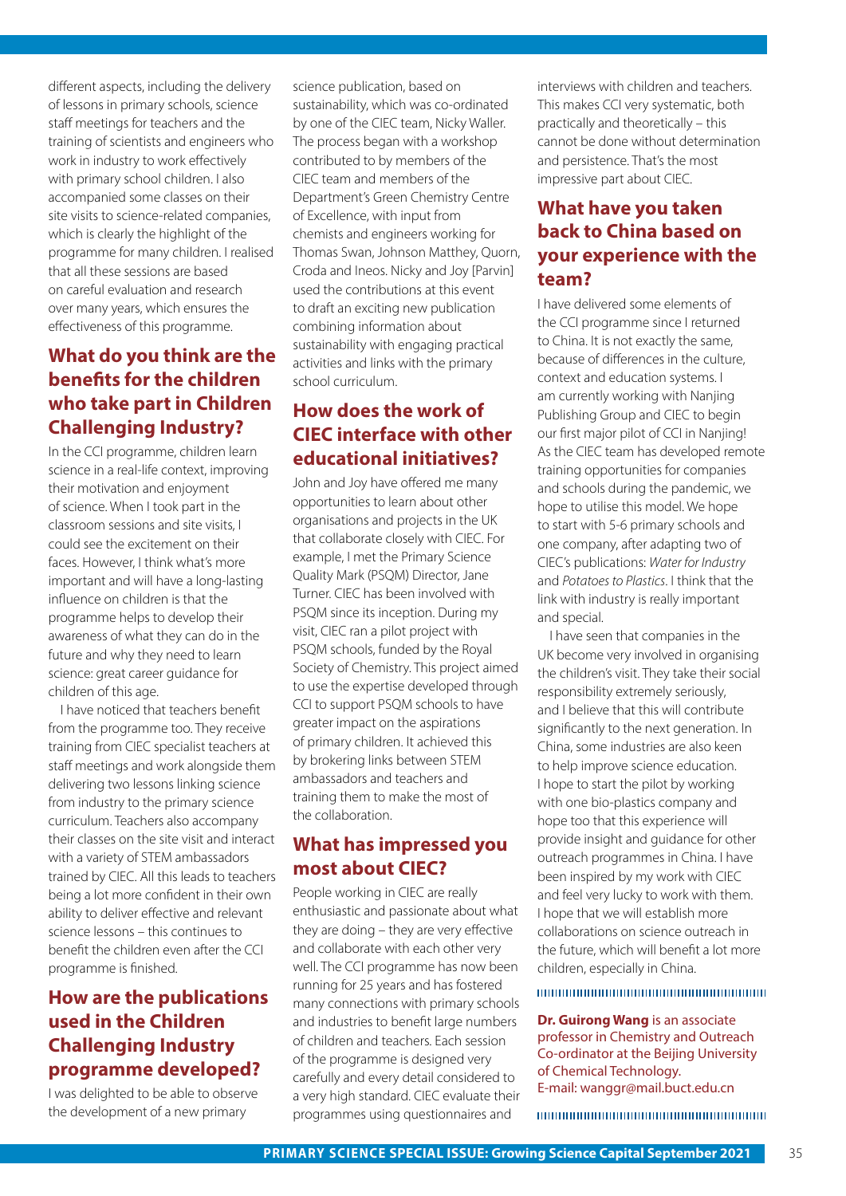different aspects, including the delivery of lessons in primary schools, science staff meetings for teachers and the training of scientists and engineers who work in industry to work effectively with primary school children. I also accompanied some classes on their site visits to science-related companies, which is clearly the highlight of the programme for many children. I realised that all these sessions are based on careful evaluation and research over many years, which ensures the effectiveness of this programme.

## What do you think are the benefits for the children who take part in Children Challenging Industry?

In the CCI programme, children learn science in a real-life context, improving their motivation and enjoyment of science. When I took part in the classroom sessions and site visits, I could see the excitement on their faces. However, I think what's more important and will have a long-lasting influence on children is that the programme helps to develop their awareness of what they can do in the future and why they need to learn science: great career guidance for children of this age.

I have noticed that teachers benefit from the programme too. They receive training from CIEC specialist teachers at staff meetings and work alongside them delivering two lessons linking science from industry to the primary science curriculum. Teachers also accompany their classes on the site visit and interact with a variety of STEM ambassadors trained by CIEC. All this leads to teachers being a lot more confident in their own ability to deliver effective and relevant science lessons – this continues to benefit the children even after the CCI programme is finished.

## How are the publications used in the Children Challenging Industry programme developed?

I was delighted to be able to observe the development of a new primary science publication, based on sustainability, which was co-ordinated by one of the CIEC team, Nicky Waller. The process began with a workshop contributed to by members of the CIEC team and members of the Department's Green Chemistry Centre of Excellence, with input from chemists and engineers working for Thomas Swan, Johnson Matthey, Quorn, Croda and Ineos. Nicky and Joy [Parvin] used the contributions at this event to draft an exciting new publication combining information about sustainability with engaging practical activities and links with the primary school curriculum.

## How does the work of CIEC interface with other educational initiatives?

John and Joy have offered me many opportunities to learn about other organisations and projects in the UK that collaborate closely with CIEC. For example, I met the Primary Science Quality Mark (PSQM) Director, Jane Turner. CIEC has been involved with PSQM since its inception. During my visit, CIEC ran a pilot project with PSQM schools, funded by the Royal Society of Chemistry. This project aimed to use the expertise developed through CCI to support PSQM schools to have greater impact on the aspirations of primary children. It achieved this by brokering links between STEM ambassadors and teachers and training them to make the most of the collaboration.

## What has impressed you most about CIEC?

People working in CIEC are really enthusiastic and passionate about what they are doing – they are very effective and collaborate with each other very well. The CCI programme has now been running for 25 years and has fostered many connections with primary schools and industries to benefit large numbers of children and teachers. Each session of the programme is designed very carefully and every detail considered to a very high standard. CIEC evaluate their programmes using questionnaires and interviews with children and teachers. This makes CCI very systematic, both practically and theoretically – this cannot be done without determination and persistence. That's the most impressive part about CIEC.

## What have you taken back to China based on your experience with the team?

I have delivered some elements of the CCI programme since I returned to China. It is not exactly the same, because of differences in the culture, context and education systems. I am currently working with Nanjing Publishing Group and CIEC to begin our first major pilot of CCI in Nanjing! As the CIEC team has developed remote training opportunities for companies and schools during the pandemic, we hope to utilise this model. We hope to start with 5-6 primary schools and one company, after adapting two of CIEC's publications: *Water for Industry* and *Potatoes to Plastics*. I think that the link with industry is really important and special.

I have seen that companies in the UK become very involved in organising the children's visit. They take their social responsibility extremely seriously, and I believe that this will contribute significantly to the next generation. In China, some industries are also keen to help improve science education. I hope to start the pilot by working with one bio-plastics company and hope too that this experience will provide insight and guidance for other outreach programmes in China. I have been inspired by my work with CIEC and feel very lucky to work with them. I hope that we will establish more collaborations on science outreach in the future, which will benefit a lot more children, especially in China.

**Dr. Guirong Wang** is an associate professor in Chemistry and Outreach Co-ordinator at the Beijing University of Chemical Technology.
E-mail: wanggr@mail.buct.edu.cn